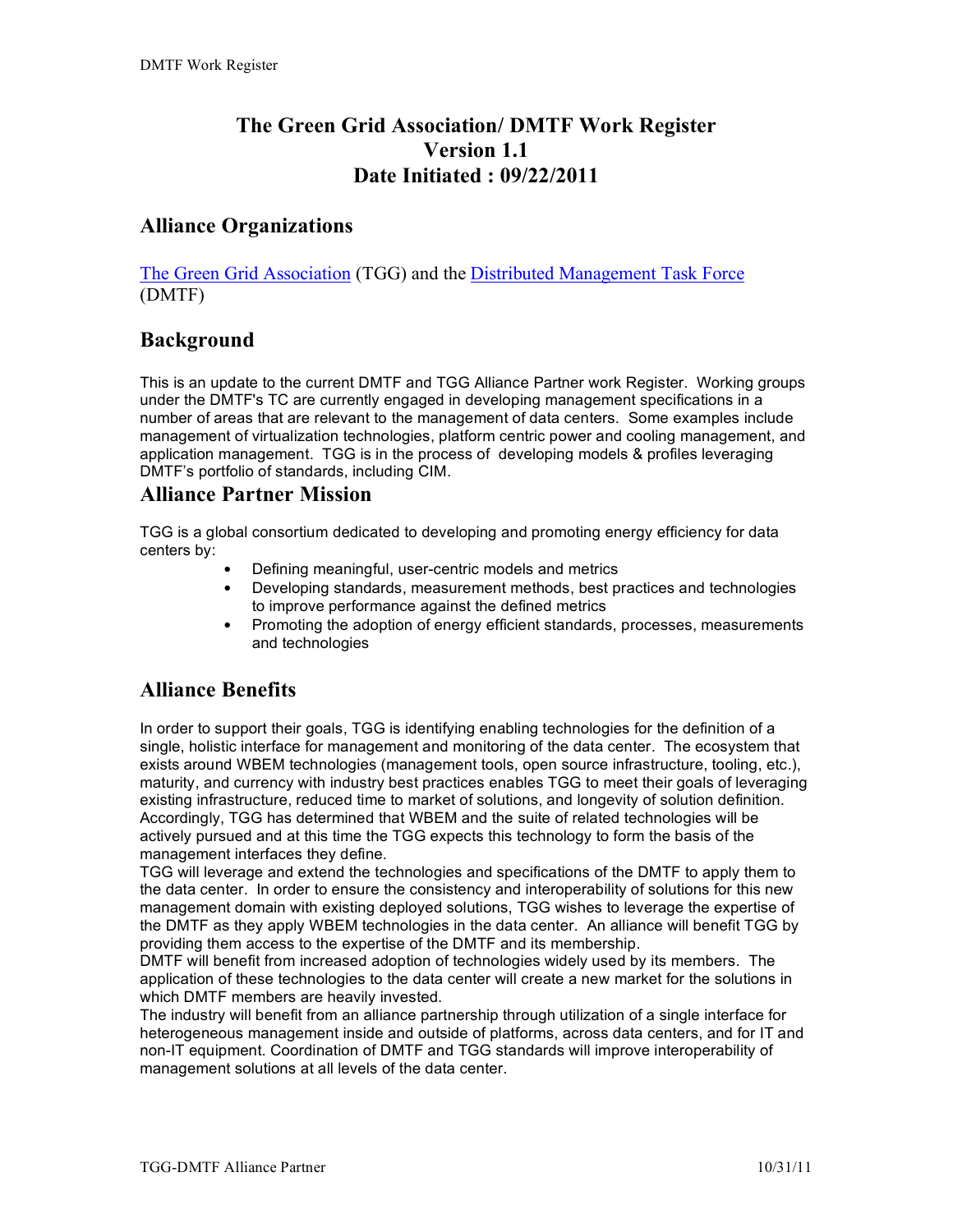# The Green Grid Association/ DMTF Work Register
# Version 1.1
# Date Initiated : 09/22/2011

## Alliance Organizations

[The Green Grid Association](#) (TGG) and the [Distributed Management Task Force](#) (DMTF)

## Background

This is an update to the current DMTF and TGG Alliance Partner work Register. Working groups under the DMTF's TC are currently engaged in developing management specifications in a number of areas that are relevant to the management of data centers. Some examples include management of virtualization technologies, platform centric power and cooling management, and application management. TGG is in the process of developing models & profiles leveraging DMTF's portfolio of standards, including CIM.

## Alliance Partner Mission

TGG is a global consortium dedicated to developing and promoting energy efficiency for data centers by:

- Defining meaningful, user-centric models and metrics
- Developing standards, measurement methods, best practices and technologies to improve performance against the defined metrics
- Promoting the adoption of energy efficient standards, processes, measurements and technologies

## Alliance Benefits

In order to support their goals, TGG is identifying enabling technologies for the definition of a single, holistic interface for management and monitoring of the data center. The ecosystem that exists around WBEM technologies (management tools, open source infrastructure, tooling, etc.), maturity, and currency with industry best practices enables TGG to meet their goals of leveraging existing infrastructure, reduced time to market of solutions, and longevity of solution definition. Accordingly, TGG has determined that WBEM and the suite of related technologies will be actively pursued and at this time the TGG expects this technology to form the basis of the management interfaces they define.

TGG will leverage and extend the technologies and specifications of the DMTF to apply them to the data center. In order to ensure the consistency and interoperability of solutions for this new management domain with existing deployed solutions, TGG wishes to leverage the expertise of the DMTF as they apply WBEM technologies in the data center. An alliance will benefit TGG by providing them access to the expertise of the DMTF and its membership.

DMTF will benefit from increased adoption of technologies widely used by its members. The application of these technologies to the data center will create a new market for the solutions in which DMTF members are heavily invested.

The industry will benefit from an alliance partnership through utilization of a single interface for heterogeneous management inside and outside of platforms, across data centers, and for IT and non-IT equipment. Coordination of DMTF and TGG standards will improve interoperability of management solutions at all levels of the data center.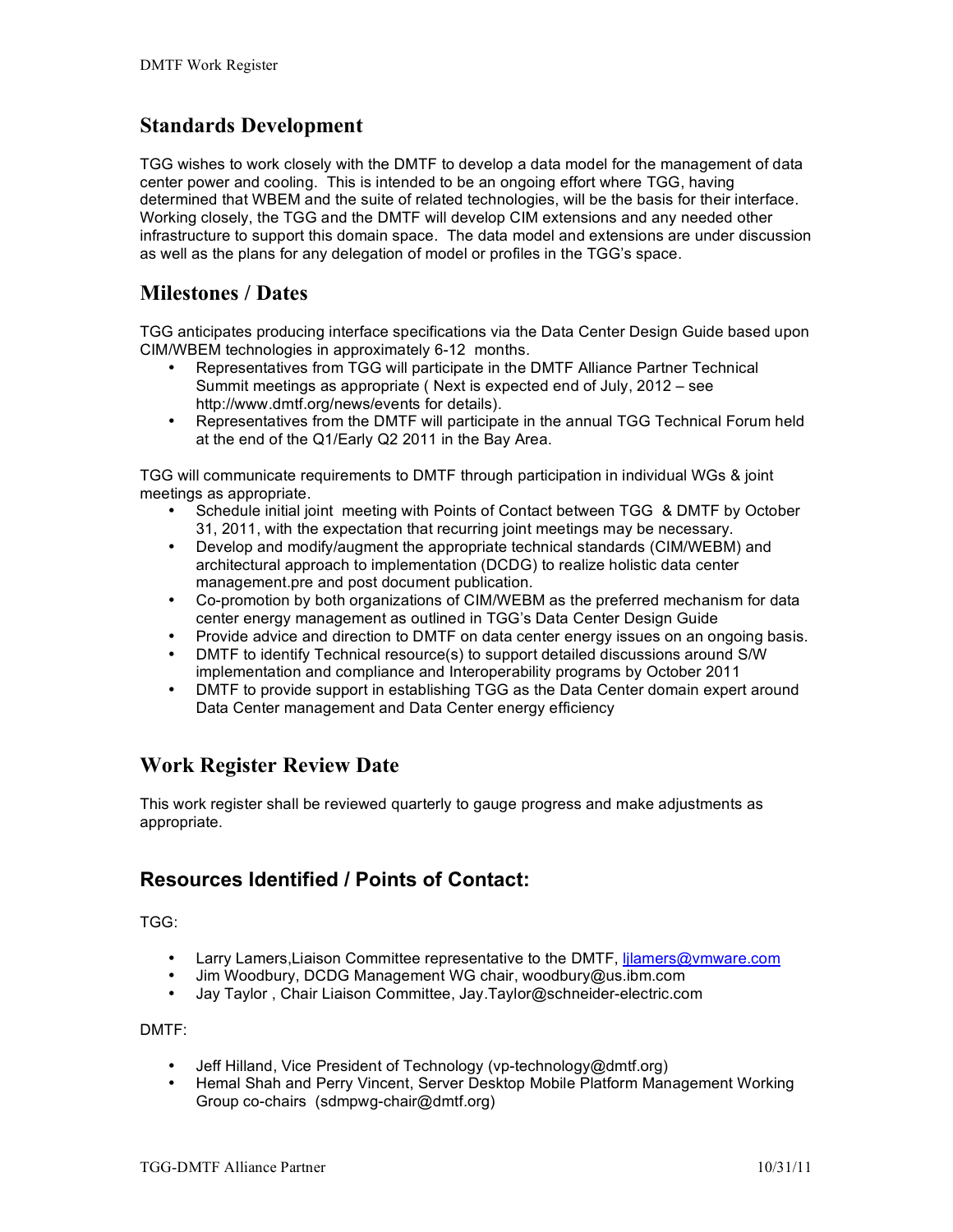## Standards Development

TGG wishes to work closely with the DMTF to develop a data model for the management of data center power and cooling. This is intended to be an ongoing effort where TGG, having determined that WBEM and the suite of related technologies, will be the basis for their interface. Working closely, the TGG and the DMTF will develop CIM extensions and any needed other infrastructure to support this domain space. The data model and extensions are under discussion as well as the plans for any delegation of model or profiles in the TGG's space.

## Milestones / Dates

TGG anticipates producing interface specifications via the Data Center Design Guide based upon CIM/WBEM technologies in approximately 6-12 months.

- Representatives from TGG will participate in the DMTF Alliance Partner Technical Summit meetings as appropriate ( Next is expected end of July, 2012 – see http://www.dmtf.org/news/events for details).
- Representatives from the DMTF will participate in the annual TGG Technical Forum held at the end of the Q1/Early Q2 2011 in the Bay Area.

TGG will communicate requirements to DMTF through participation in individual WGs & joint meetings as appropriate.

- Schedule initial joint meeting with Points of Contact between TGG & DMTF by October 31, 2011, with the expectation that recurring joint meetings may be necessary.
- Develop and modify/augment the appropriate technical standards (CIM/WEBM) and architectural approach to implementation (DCDG) to realize holistic data center management.pre and post document publication.
- Co-promotion by both organizations of CIM/WEBM as the preferred mechanism for data center energy management as outlined in TGG's Data Center Design Guide
- Provide advice and direction to DMTF on data center energy issues on an ongoing basis.
- DMTF to identify Technical resource(s) to support detailed discussions around S/W implementation and compliance and Interoperability programs by October 2011
- DMTF to provide support in establishing TGG as the Data Center domain expert around Data Center management and Data Center energy efficiency

## Work Register Review Date

This work register shall be reviewed quarterly to gauge progress and make adjustments as appropriate.

## Resources Identified / Points of Contact:

TGG:

- Larry Lamers,Liaison Committee representative to the DMTF, ljlamers@vmware.com
- Jim Woodbury, DCDG Management WG chair, woodbury@us.ibm.com
- Jay Taylor , Chair Liaison Committee, Jay.Taylor@schneider-electric.com

DMTF:

- Jeff Hilland, Vice President of Technology (vp-technology@dmtf.org)
- Hemal Shah and Perry Vincent, Server Desktop Mobile Platform Management Working Group co-chairs (sdmpwg-chair@dmtf.org)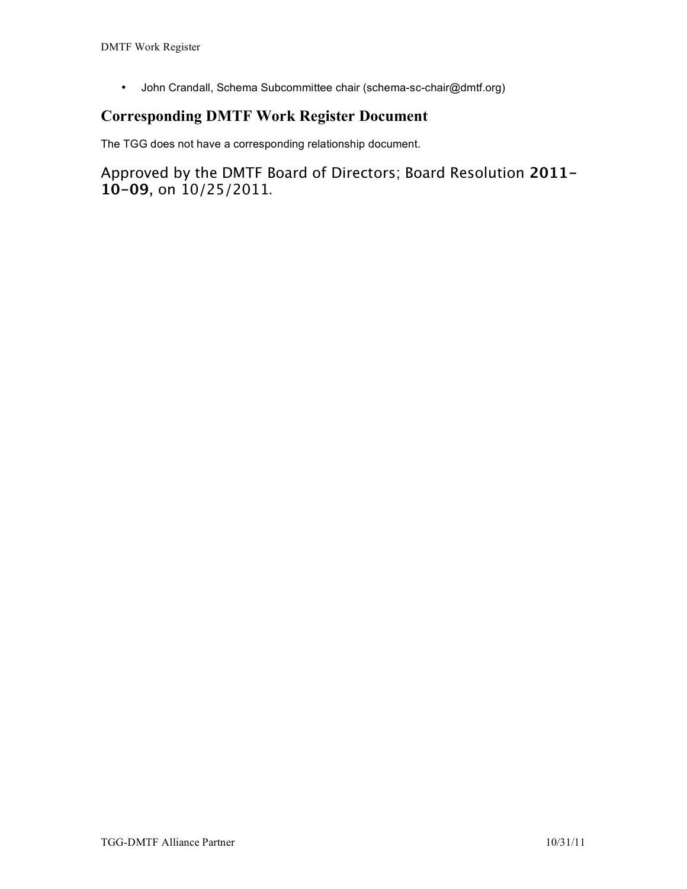- John Crandall, Schema Subcommittee chair (schema-sc-chair@dmtf.org)

## Corresponding DMTF Work Register Document

The TGG does not have a corresponding relationship document.

Approved by the DMTF Board of Directors; Board Resolution **2011-10-09**, on 10/25/2011.